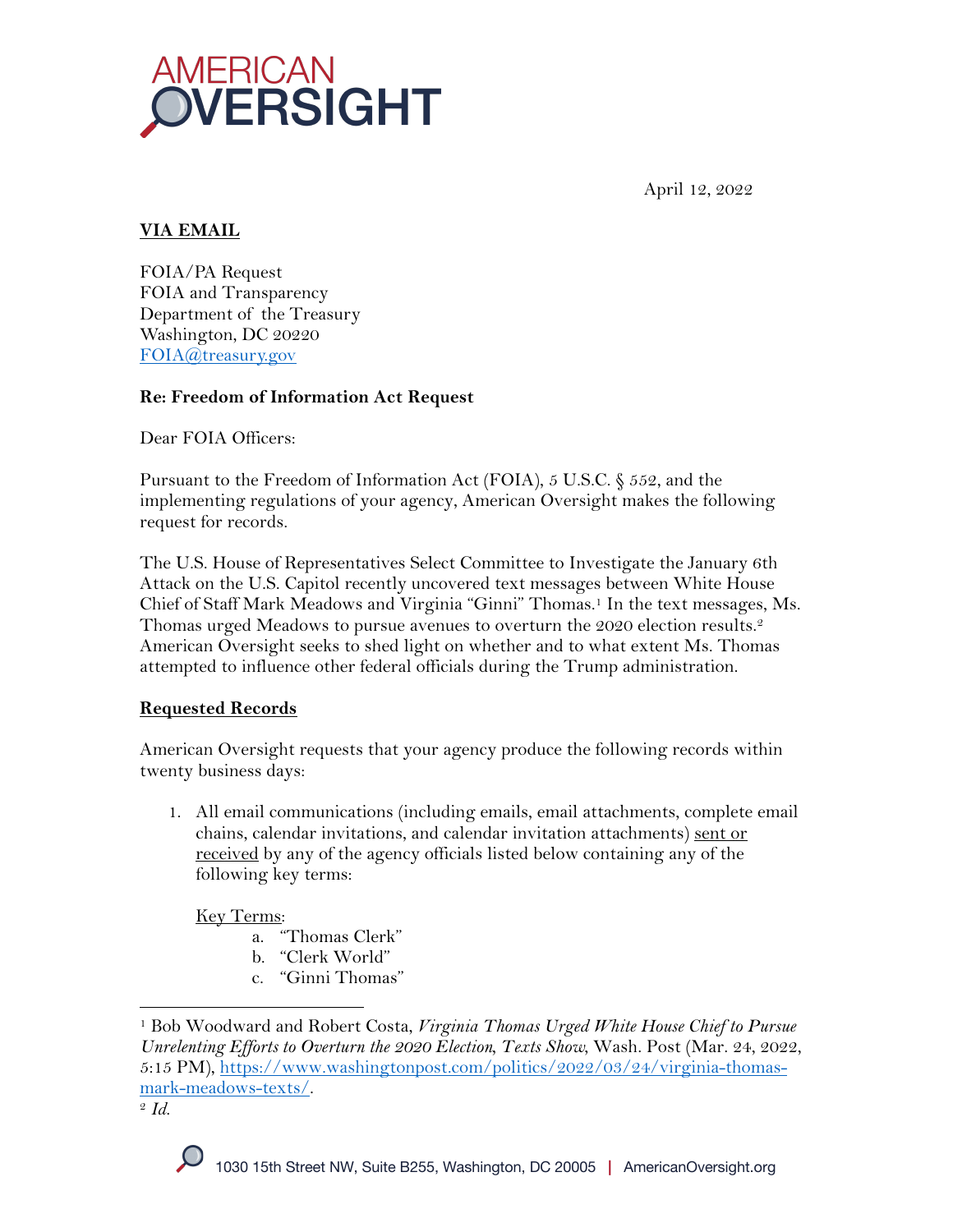April 12, 2022

**VIA EMAIL**

FOIA/PA Request
FOIA and Transparency
Department of the Treasury
Washington, DC 20220
FOIA@treasury.gov

**Re: Freedom of Information Act Request**

Dear FOIA Officers:

Pursuant to the Freedom of Information Act (FOIA), 5 U.S.C. § 552, and the implementing regulations of your agency, American Oversight makes the following request for records.

The U.S. House of Representatives Select Committee to Investigate the January 6th Attack on the U.S. Capitol recently uncovered text messages between White House Chief of Staff Mark Meadows and Virginia "Ginni" Thomas.[1] In the text messages, Ms. Thomas urged Meadows to pursue avenues to overturn the 2020 election results.[2] American Oversight seeks to shed light on whether and to what extent Ms. Thomas attempted to influence other federal officials during the Trump administration.

**Requested Records**

American Oversight requests that your agency produce the following records within twenty business days:

1. All email communications (including emails, email attachments, complete email chains, calendar invitations, and calendar invitation attachments) sent or received by any of the agency officials listed below containing any of the following key terms:

   Key Terms:
   a. "Thomas Clerk"
   b. "Clerk World"
   c. "Ginni Thomas"

---

[1] Bob Woodward and Robert Costa, *Virginia Thomas Urged White House Chief to Pursue Unrelenting Efforts to Overturn the 2020 Election, Texts Show,* Wash. Post (Mar. 24, 2022, 5:15 PM), https://www.washingtonpost.com/politics/2022/03/24/virginia-thomas-mark-meadows-texts/.

[2] *Id.*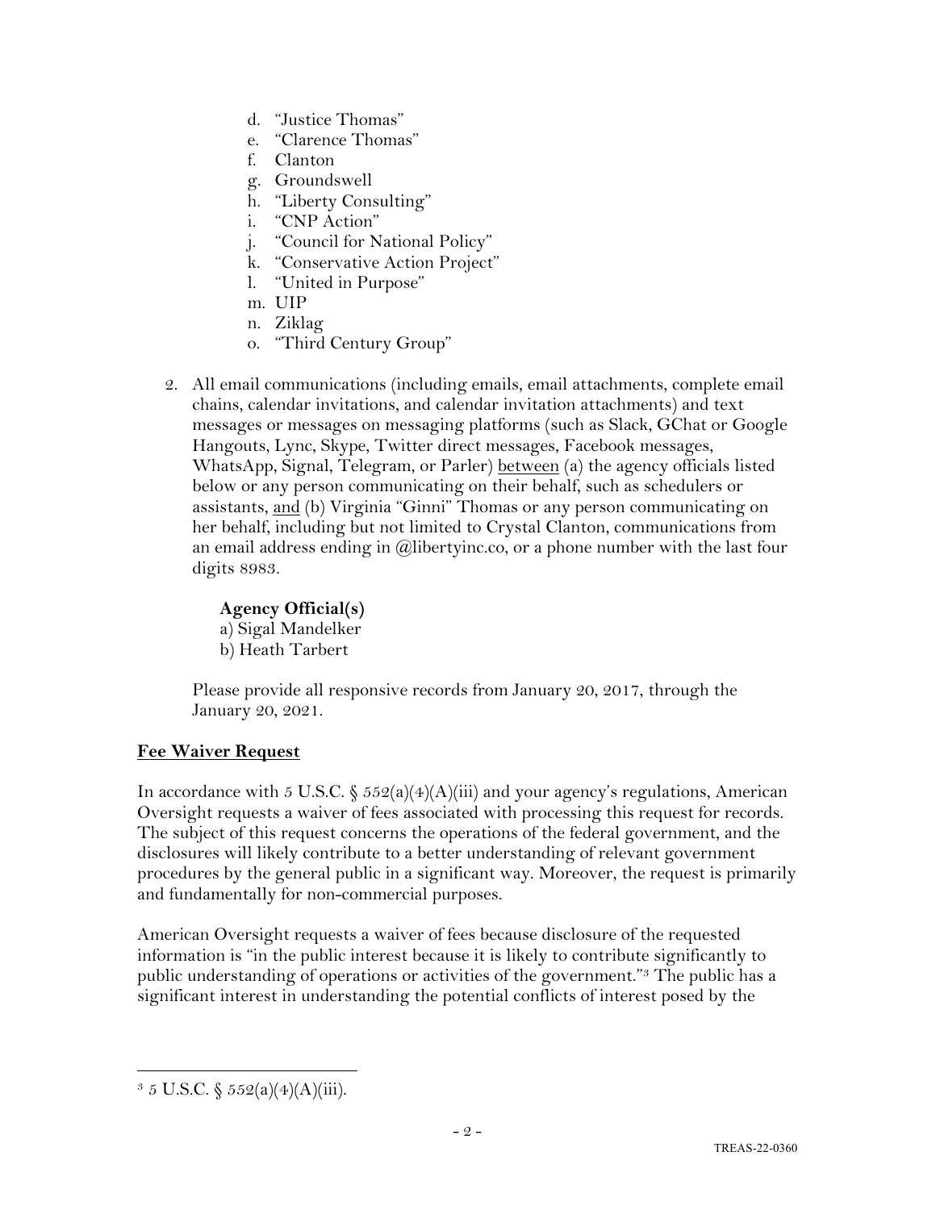d. "Justice Thomas"
e. "Clarence Thomas"
f. Clanton
g. Groundswell
h. "Liberty Consulting"
i. "CNP Action"
j. "Council for National Policy"
k. "Conservative Action Project"
l. "United in Purpose"
m. UIP
n. Ziklag
o. "Third Century Group"

2. All email communications (including emails, email attachments, complete email chains, calendar invitations, and calendar invitation attachments) and text messages or messages on messaging platforms (such as Slack, GChat or Google Hangouts, Lync, Skype, Twitter direct messages, Facebook messages, WhatsApp, Signal, Telegram, or Parler) <u>between</u> (a) the agency officials listed below or any person communicating on their behalf, such as schedulers or assistants, <u>and</u> (b) Virginia "Ginni" Thomas or any person communicating on her behalf, including but not limited to Crystal Clanton, communications from an email address ending in @libertyinc.co, or a phone number with the last four digits 8983.

   **Agency Official(s)**
   a) Sigal Mandelker
   b) Heath Tarbert

   Please provide all responsive records from January 20, 2017, through the January 20, 2021.

**<u>Fee Waiver Request</u>**

In accordance with 5 U.S.C. § 552(a)(4)(A)(iii) and your agency's regulations, American Oversight requests a waiver of fees associated with processing this request for records. The subject of this request concerns the operations of the federal government, and the disclosures will likely contribute to a better understanding of relevant government procedures by the general public in a significant way. Moreover, the request is primarily and fundamentally for non-commercial purposes.

American Oversight requests a waiver of fees because disclosure of the requested information is "in the public interest because it is likely to contribute significantly to public understanding of operations or activities of the government."[3] The public has a significant interest in understanding the potential conflicts of interest posed by the

[3] 5 U.S.C. § 552(a)(4)(A)(iii).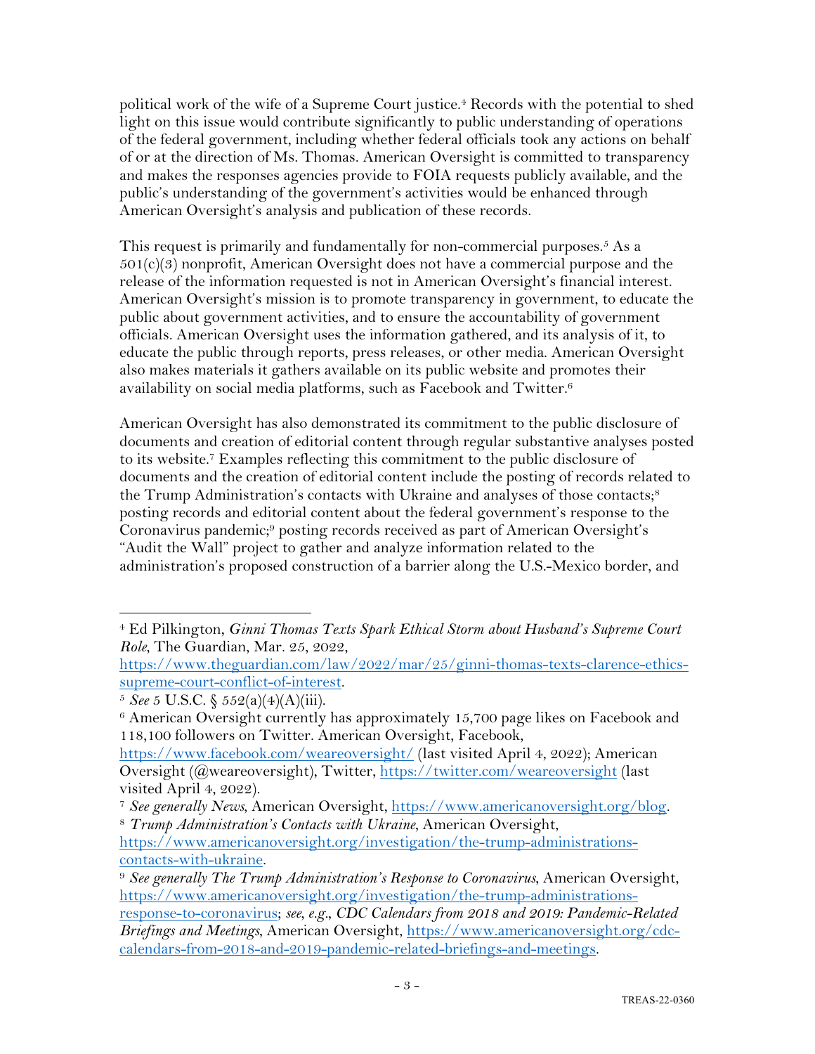political work of the wife of a Supreme Court justice.[4] Records with the potential to shed light on this issue would contribute significantly to public understanding of operations of the federal government, including whether federal officials took any actions on behalf of or at the direction of Ms. Thomas. American Oversight is committed to transparency and makes the responses agencies provide to FOIA requests publicly available, and the public's understanding of the government's activities would be enhanced through American Oversight's analysis and publication of these records.

This request is primarily and fundamentally for non-commercial purposes.[5] As a 501(c)(3) nonprofit, American Oversight does not have a commercial purpose and the release of the information requested is not in American Oversight's financial interest. American Oversight's mission is to promote transparency in government, to educate the public about government activities, and to ensure the accountability of government officials. American Oversight uses the information gathered, and its analysis of it, to educate the public through reports, press releases, or other media. American Oversight also makes materials it gathers available on its public website and promotes their availability on social media platforms, such as Facebook and Twitter.[6]

American Oversight has also demonstrated its commitment to the public disclosure of documents and creation of editorial content through regular substantive analyses posted to its website.[7] Examples reflecting this commitment to the public disclosure of documents and the creation of editorial content include the posting of records related to the Trump Administration's contacts with Ukraine and analyses of those contacts;[8] posting records and editorial content about the federal government's response to the Coronavirus pandemic;[9] posting records received as part of American Oversight's "Audit the Wall" project to gather and analyze information related to the administration's proposed construction of a barrier along the U.S.-Mexico border, and

---

[4] Ed Pilkington, *Ginni Thomas Texts Spark Ethical Storm about Husband's Supreme Court Role*, The Guardian, Mar. 25, 2022, https://www.theguardian.com/law/2022/mar/25/ginni-thomas-texts-clarence-ethics-supreme-court-conflict-of-interest.

[5] *See* 5 U.S.C. § 552(a)(4)(A)(iii).

[6] American Oversight currently has approximately 15,700 page likes on Facebook and 118,100 followers on Twitter. American Oversight, Facebook, https://www.facebook.com/weareoversight/ (last visited April 4, 2022); American Oversight (@weareoversight), Twitter, https://twitter.com/weareoversight (last visited April 4, 2022).

[7] *See generally News*, American Oversight, https://www.americanoversight.org/blog.

[8] *Trump Administration's Contacts with Ukraine*, American Oversight, https://www.americanoversight.org/investigation/the-trump-administrations-contacts-with-ukraine.

[9] *See generally The Trump Administration's Response to Coronavirus*, American Oversight, https://www.americanoversight.org/investigation/the-trump-administrations-response-to-coronavirus; *see, e.g.*, *CDC Calendars from 2018 and 2019: Pandemic-Related Briefings and Meetings*, American Oversight, https://www.americanoversight.org/cdc-calendars-from-2018-and-2019-pandemic-related-briefings-and-meetings.

TREAS-22-0360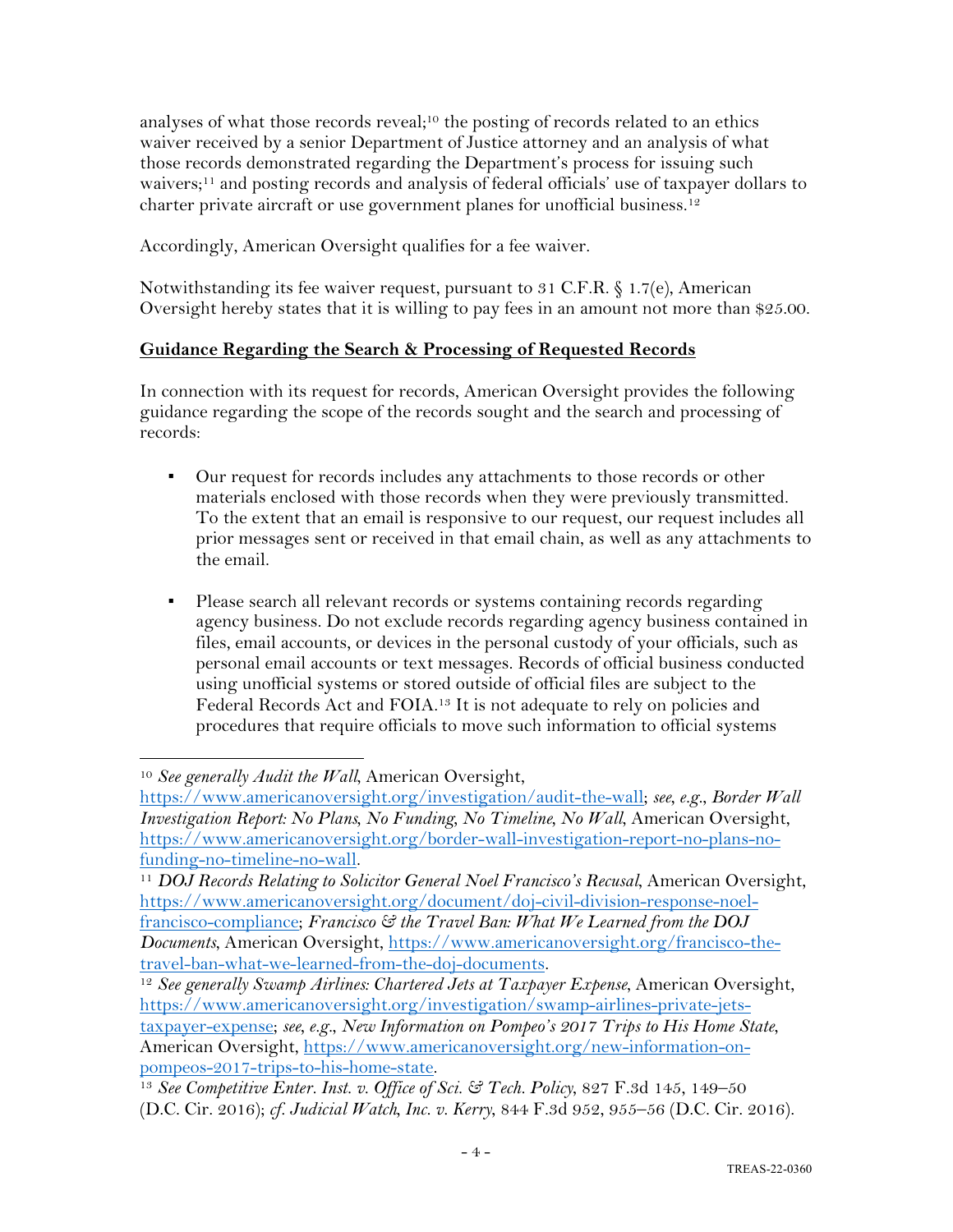analyses of what those records reveal;[10] the posting of records related to an ethics waiver received by a senior Department of Justice attorney and an analysis of what those records demonstrated regarding the Department's process for issuing such waivers;[11] and posting records and analysis of federal officials' use of taxpayer dollars to charter private aircraft or use government planes for unofficial business.[12]

Accordingly, American Oversight qualifies for a fee waiver.

Notwithstanding its fee waiver request, pursuant to 31 C.F.R. § 1.7(e), American Oversight hereby states that it is willing to pay fees in an amount not more than $25.00.

**Guidance Regarding the Search & Processing of Requested Records**

In connection with its request for records, American Oversight provides the following guidance regarding the scope of the records sought and the search and processing of records:

- Our request for records includes any attachments to those records or other materials enclosed with those records when they were previously transmitted. To the extent that an email is responsive to our request, our request includes all prior messages sent or received in that email chain, as well as any attachments to the email.

- Please search all relevant records or systems containing records regarding agency business. Do not exclude records regarding agency business contained in files, email accounts, or devices in the personal custody of your officials, such as personal email accounts or text messages. Records of official business conducted using unofficial systems or stored outside of official files are subject to the Federal Records Act and FOIA.[13] It is not adequate to rely on policies and procedures that require officials to move such information to official systems

---

[10] *See generally Audit the Wall*, American Oversight, https://www.americanoversight.org/investigation/audit-the-wall; *see, e.g.*, *Border Wall Investigation Report: No Plans, No Funding, No Timeline, No Wall*, American Oversight, https://www.americanoversight.org/border-wall-investigation-report-no-plans-no-funding-no-timeline-no-wall.

[11] *DOJ Records Relating to Solicitor General Noel Francisco's Recusal*, American Oversight, https://www.americanoversight.org/document/doj-civil-division-response-noel-francisco-compliance; *Francisco & the Travel Ban: What We Learned from the DOJ Documents*, American Oversight, https://www.americanoversight.org/francisco-the-travel-ban-what-we-learned-from-the-doj-documents.

[12] *See generally Swamp Airlines: Chartered Jets at Taxpayer Expense*, American Oversight, https://www.americanoversight.org/investigation/swamp-airlines-private-jets-taxpayer-expense; *see, e.g.*, *New Information on Pompeo's 2017 Trips to His Home State*, American Oversight, https://www.americanoversight.org/new-information-on-pompeos-2017-trips-to-his-home-state.

[13] *See Competitive Enter. Inst. v. Office of Sci. & Tech. Policy*, 827 F.3d 145, 149–50 (D.C. Cir. 2016); *cf. Judicial Watch, Inc. v. Kerry*, 844 F.3d 952, 955–56 (D.C. Cir. 2016).

TREAS-22-0360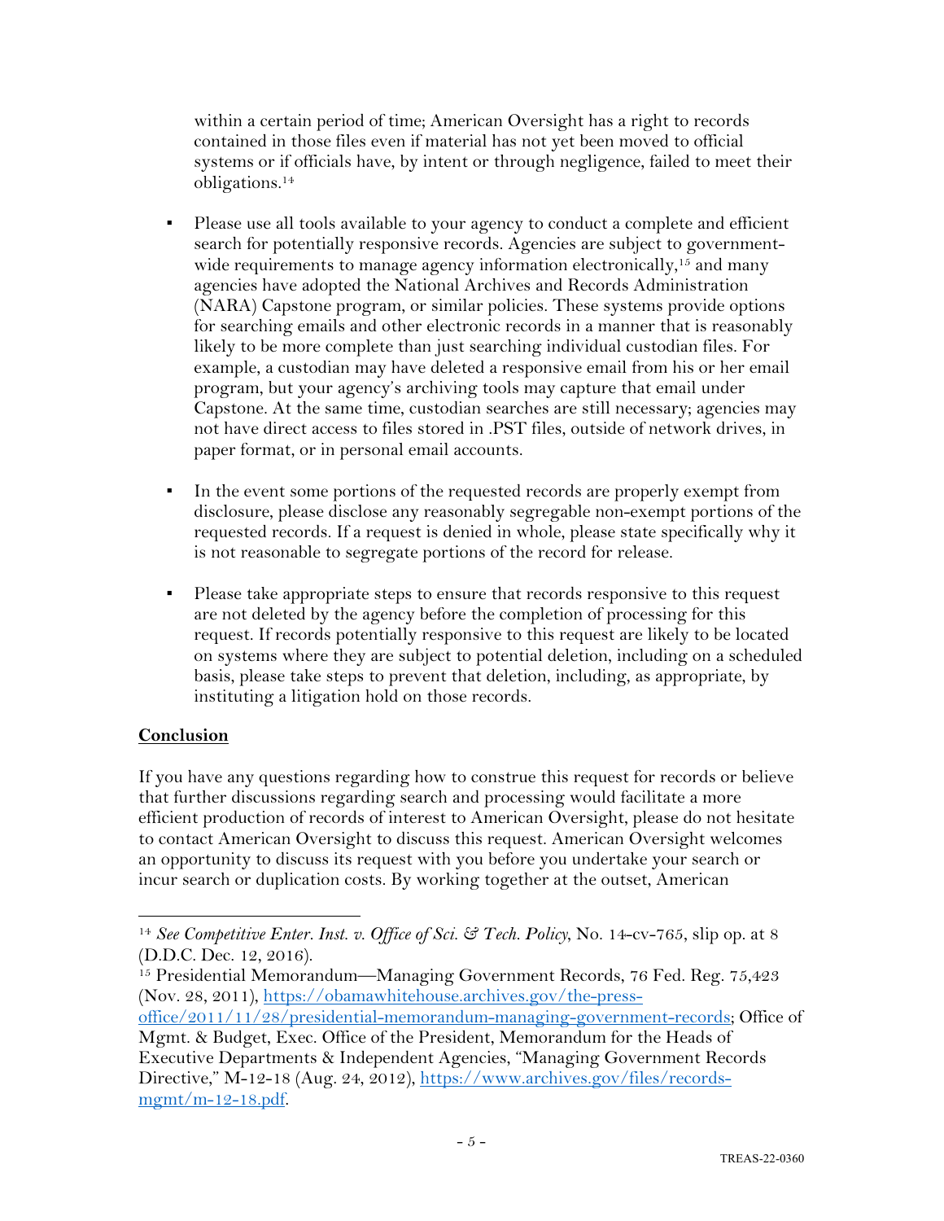within a certain period of time; American Oversight has a right to records contained in those files even if material has not yet been moved to official systems or if officials have, by intent or through negligence, failed to meet their obligations.[14]

- Please use all tools available to your agency to conduct a complete and efficient search for potentially responsive records. Agencies are subject to government-wide requirements to manage agency information electronically,[15] and many agencies have adopted the National Archives and Records Administration (NARA) Capstone program, or similar policies. These systems provide options for searching emails and other electronic records in a manner that is reasonably likely to be more complete than just searching individual custodian files. For example, a custodian may have deleted a responsive email from his or her email program, but your agency's archiving tools may capture that email under Capstone. At the same time, custodian searches are still necessary; agencies may not have direct access to files stored in .PST files, outside of network drives, in paper format, or in personal email accounts.

- In the event some portions of the requested records are properly exempt from disclosure, please disclose any reasonably segregable non-exempt portions of the requested records. If a request is denied in whole, please state specifically why it is not reasonable to segregate portions of the record for release.

- Please take appropriate steps to ensure that records responsive to this request are not deleted by the agency before the completion of processing for this request. If records potentially responsive to this request are likely to be located on systems where they are subject to potential deletion, including on a scheduled basis, please take steps to prevent that deletion, including, as appropriate, by instituting a litigation hold on those records.

**Conclusion**

If you have any questions regarding how to construe this request for records or believe that further discussions regarding search and processing would facilitate a more efficient production of records of interest to American Oversight, please do not hesitate to contact American Oversight to discuss this request. American Oversight welcomes an opportunity to discuss its request with you before you undertake your search or incur search or duplication costs. By working together at the outset, American

---

[14] *See Competitive Enter. Inst. v. Office of Sci. & Tech. Policy*, No. 14-cv-765, slip op. at 8 (D.D.C. Dec. 12, 2016).

[15] Presidential Memorandum—Managing Government Records, 76 Fed. Reg. 75,423 (Nov. 28, 2011), https://obamawhitehouse.archives.gov/the-press-office/2011/11/28/presidential-memorandum-managing-government-records; Office of Mgmt. & Budget, Exec. Office of the President, Memorandum for the Heads of Executive Departments & Independent Agencies, "Managing Government Records Directive," M-12-18 (Aug. 24, 2012), https://www.archives.gov/files/records-mgmt/m-12-18.pdf.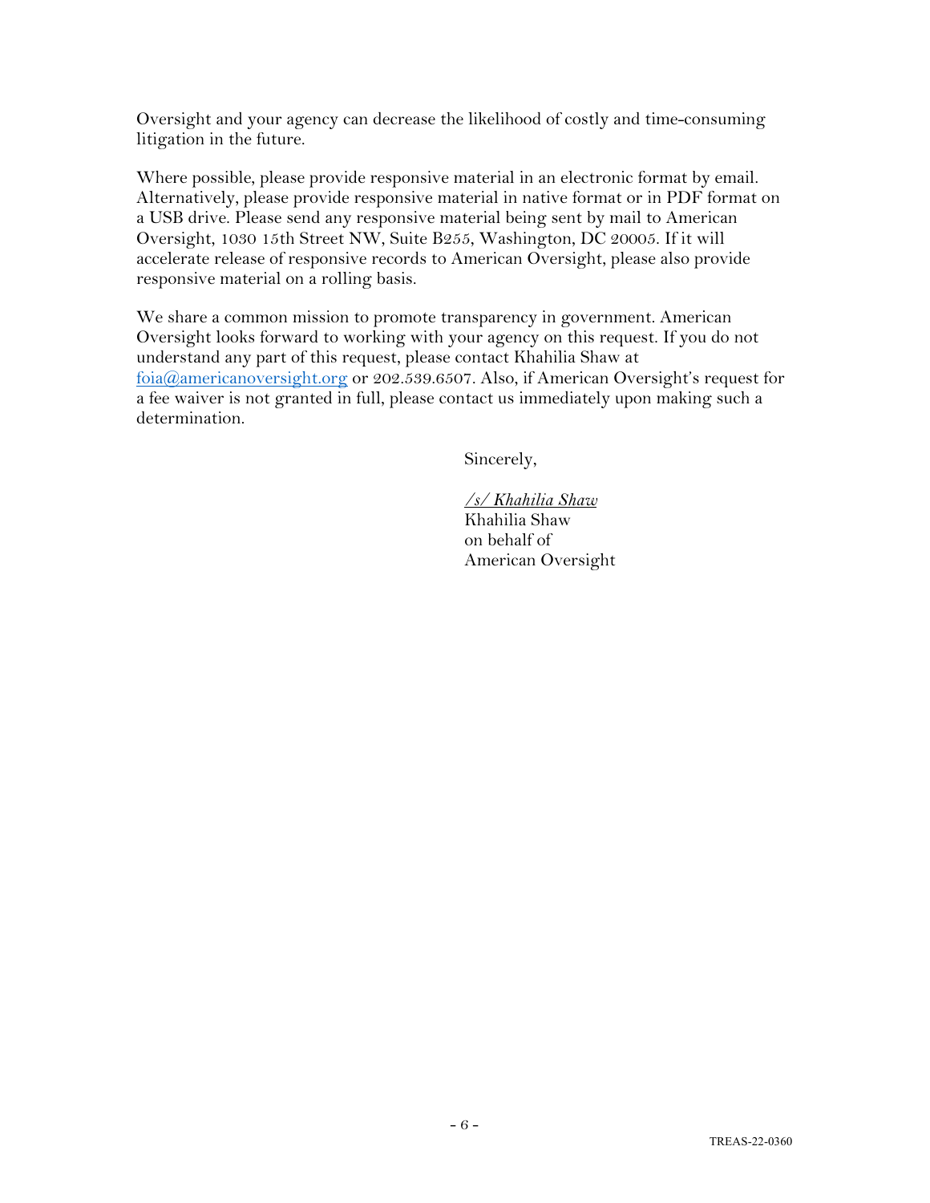Oversight and your agency can decrease the likelihood of costly and time-consuming litigation in the future.

Where possible, please provide responsive material in an electronic format by email. Alternatively, please provide responsive material in native format or in PDF format on a USB drive. Please send any responsive material being sent by mail to American Oversight, 1030 15th Street NW, Suite B255, Washington, DC 20005. If it will accelerate release of responsive records to American Oversight, please also provide responsive material on a rolling basis.

We share a common mission to promote transparency in government. American Oversight looks forward to working with your agency on this request. If you do not understand any part of this request, please contact Khahilia Shaw at foia@americanoversight.org or 202.539.6507. Also, if American Oversight's request for a fee waiver is not granted in full, please contact us immediately upon making such a determination.

Sincerely,

*/s/ Khahilia Shaw*
Khahilia Shaw
on behalf of
American Oversight

TREAS-22-0360